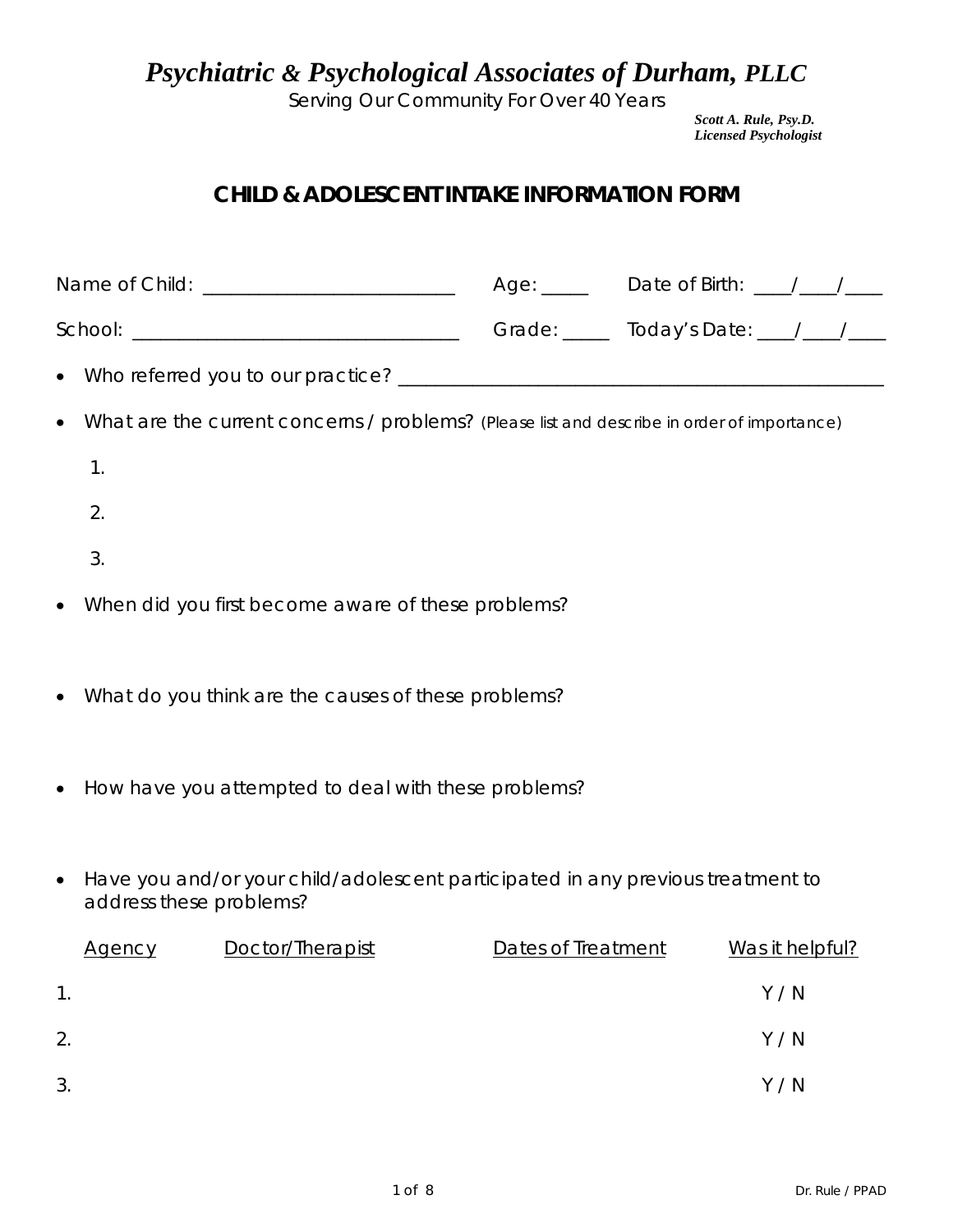# *Psychiatric & Psychological Associates of Durham, PLLC*

Serving Our Community For Over 40 Years

***Scott A. Rule, Psy.D.***
***Licensed Psychologist***

## CHILD & ADOLESCENT INTAKE INFORMATION FORM

Name of Child: _________________________ Age: _____ Date of Birth: ____/____/____

School: _________________________________ Grade: _____ Today's Date: ____/____/____

- Who referred you to our practice? ________________________________________________
- What are the current concerns / problems? (Please list and describe in order of importance)

  1.

  2.

  3.

- When did you first become aware of these problems?
- What do you think are the causes of these problems?
- How have you attempted to deal with these problems?
- Have you and/or your child/adolescent participated in any previous treatment to address these problems?

| | Agency | Doctor/Therapist | Dates of Treatment | Was it helpful? |
|---|---|---|---|---|
| 1. | | | | Y / N |
| 2. | | | | Y / N |
| 3. | | | | Y / N |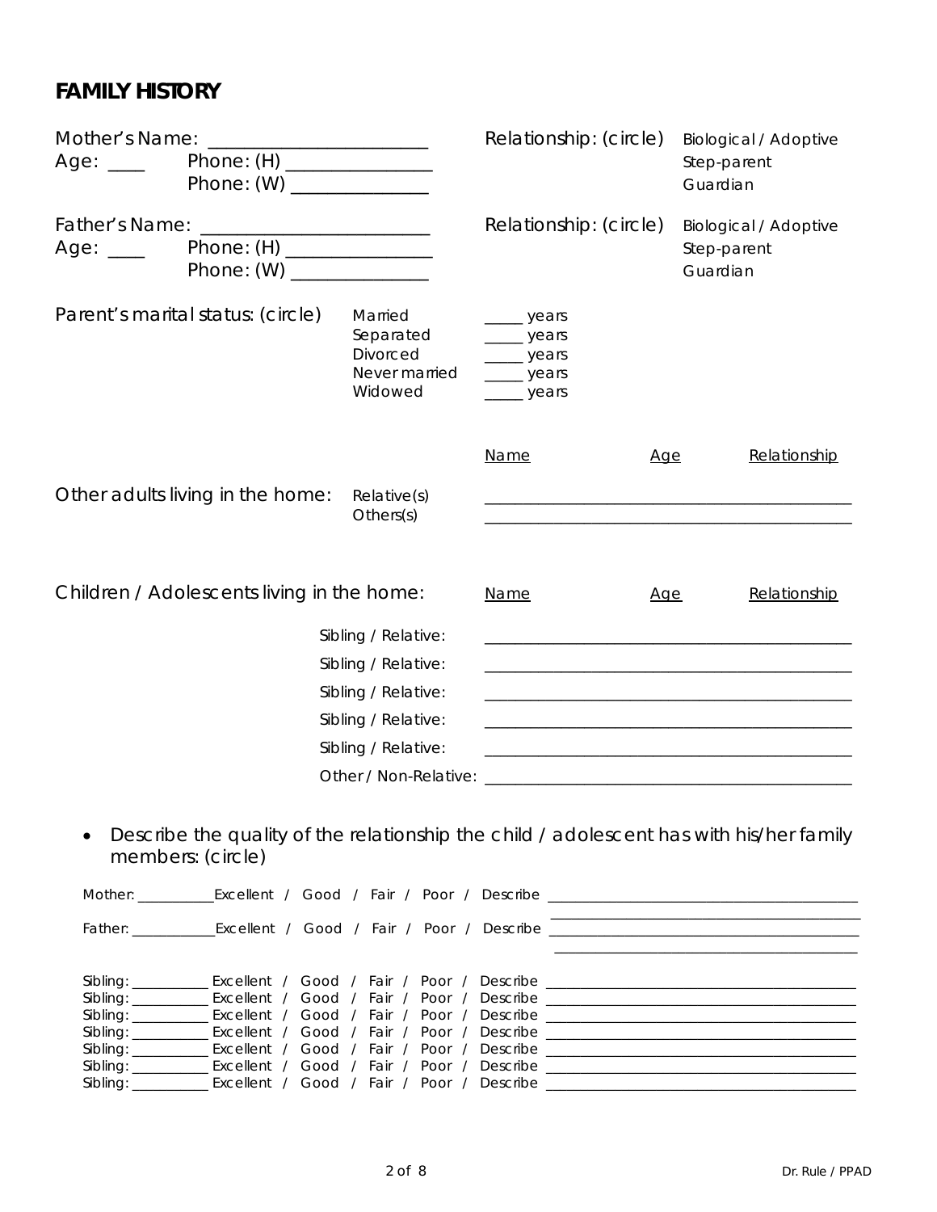## FAMILY HISTORY

Mother's Name: ______________________ Relationship: (circle) Biological / Adoptive / Step-parent / Guardian

Age: ____ Phone: (H) ______________

Phone: (W) ______________

Father's Name: ______________________ Relationship: (circle) Biological / Adoptive / Step-parent / Guardian

Age: ____ Phone: (H) ______________

Phone: (W) ______________

Parent's marital status: (circle)

- Married _____ years
- Separated _____ years
- Divorced _____ years
- Never married _____ years
- Widowed _____ years

Other adults living in the home:

| | Name | Age | Relationship |
|---|---|---|---|
| Relative(s) | | | |
| Others(s) | | | |

Children / Adolescents living in the home:

| | Name | Age | Relationship |
|---|---|---|---|
| Sibling / Relative: | | | |
| Sibling / Relative: | | | |
| Sibling / Relative: | | | |
| Sibling / Relative: | | | |
| Sibling / Relative: | | | |
| Other / Non-Relative: | | | |

- Describe the quality of the relationship the child / adolescent has with his/her family members: (circle)

Mother: __________ Excellent / Good / Fair / Poor / Describe ______________________________________

Father: __________ Excellent / Good / Fair / Poor / Describe ______________________________________

Sibling: __________ Excellent / Good / Fair / Poor / Describe ______________________________________

Sibling: __________ Excellent / Good / Fair / Poor / Describe ______________________________________

Sibling: __________ Excellent / Good / Fair / Poor / Describe ______________________________________

Sibling: __________ Excellent / Good / Fair / Poor / Describe ______________________________________

Sibling: __________ Excellent / Good / Fair / Poor / Describe ______________________________________

Sibling: __________ Excellent / Good / Fair / Poor / Describe ______________________________________

Sibling: __________ Excellent / Good / Fair / Poor / Describe ______________________________________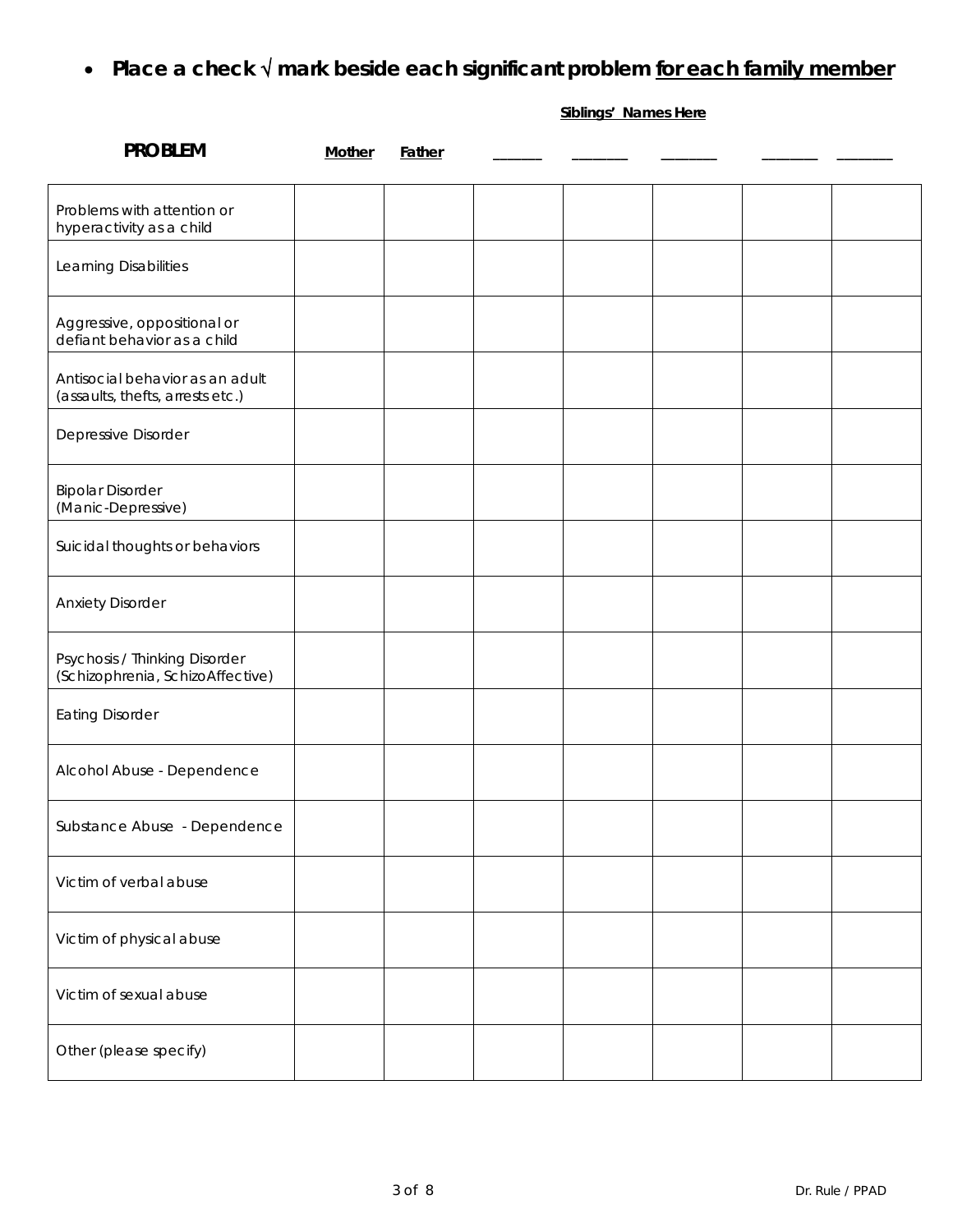- **Place a check √ mark beside each significant problem <u>for each family member</u>**

| PROBLEM | Mother | Father | Siblings' Names Here | | | | |
|---|---|---|---|---|---|---|---|
| | | | _______ | _______ | _______ | _______ | _______ |
| Problems with attention or hyperactivity as a child | | | | | | | |
| Learning Disabilities | | | | | | | |
| Aggressive, oppositional or defiant behavior as a child | | | | | | | |
| Antisocial behavior as an adult (assaults, thefts, arrests etc.) | | | | | | | |
| Depressive Disorder | | | | | | | |
| Bipolar Disorder (Manic-Depressive) | | | | | | | |
| Suicidal thoughts or behaviors | | | | | | | |
| Anxiety Disorder | | | | | | | |
| Psychosis / Thinking Disorder (Schizophrenia, SchizoAffective) | | | | | | | |
| Eating Disorder | | | | | | | |
| Alcohol Abuse - Dependence | | | | | | | |
| Substance Abuse - Dependence | | | | | | | |
| Victim of verbal abuse | | | | | | | |
| Victim of physical abuse | | | | | | | |
| Victim of sexual abuse | | | | | | | |
| Other (please specify) | | | | | | | |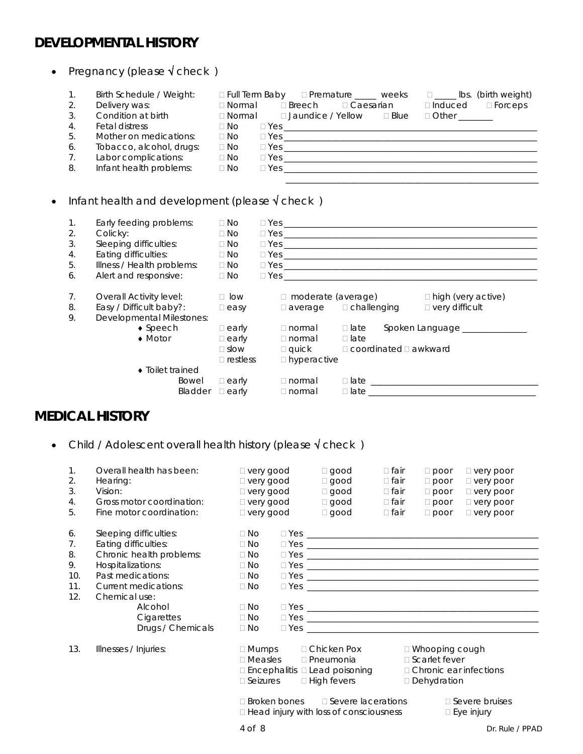## DEVELOPMENTAL HISTORY

- Pregnancy (please √ check )

1. Birth Schedule / Weight: □ Full Term Baby □ Premature _____ weeks □ _____ lbs. (birth weight)
2. Delivery was: □ Normal □ Breech □ Caesarian □ Induced □ Forceps
3. Condition at birth □ Normal □ Jaundice / Yellow □ Blue □ Other ________
4. Fetal distress □ No □ Yes ____________________
5. Mother on medications: □ No □ Yes ____________________
6. Tobacco, alcohol, drugs: □ No □ Yes ____________________
7. Labor complications: □ No □ Yes ____________________
8. Infant health problems: □ No □ Yes ____________________

____________________

- Infant health and development (please √ check )

1. Early feeding problems: □ No □ Yes ____________________
2. Colicky: □ No □ Yes ____________________
3. Sleeping difficulties: □ No □ Yes ____________________
4. Eating difficulties: □ No □ Yes ____________________
5. Illness / Health problems: □ No □ Yes ____________________
6. Alert and responsive: □ No □ Yes ____________________

7. Overall Activity level: □ low □ moderate (average) □ high (very active)
8. Easy / Difficult baby?: □ easy □ average □ challenging □ very difficult
9. Developmental Milestones:
   - Speech □ early □ normal □ late Spoken Language _______________
   - Motor □ early □ normal □ late
     □ slow □ quick □ coordinated □ awkward
     □ restless □ hyperactive
   - Toilet trained
     Bowel □ early □ normal □ late ____________________
     Bladder □ early □ normal □ late ____________________

## MEDICAL HISTORY

- Child / Adolescent overall health history (please √ check )

1. Overall health has been: □ very good □ good □ fair □ poor □ very poor
2. Hearing: □ very good □ good □ fair □ poor □ very poor
3. Vision: □ very good □ good □ fair □ poor □ very poor
4. Gross motor coordination: □ very good □ good □ fair □ poor □ very poor
5. Fine motor coordination: □ very good □ good □ fair □ poor □ very poor

6. Sleeping difficulties: □ No □ Yes ____________________
7. Eating difficulties: □ No □ Yes ____________________
8. Chronic health problems: □ No □ Yes ____________________
9. Hospitalizations: □ No □ Yes ____________________
10. Past medications: □ No □ Yes ____________________
11. Current medications: □ No □ Yes ____________________
12. Chemical use:
    Alcohol □ No □ Yes ____________________
    Cigarettes □ No □ Yes ____________________
    Drugs / Chemicals □ No □ Yes ____________________

13. Illnesses / Injuries:
    □ Mumps □ Chicken Pox □ Whooping cough
    □ Measles □ Pneumonia □ Scarlet fever
    □ Encephalitis □ Lead poisoning □ Chronic ear infections
    □ Seizures □ High fevers □ Dehydration

    □ Broken bones □ Severe lacerations □ Severe bruises
    □ Head injury with loss of consciousness □ Eye injury

Dr. Rule / PPAD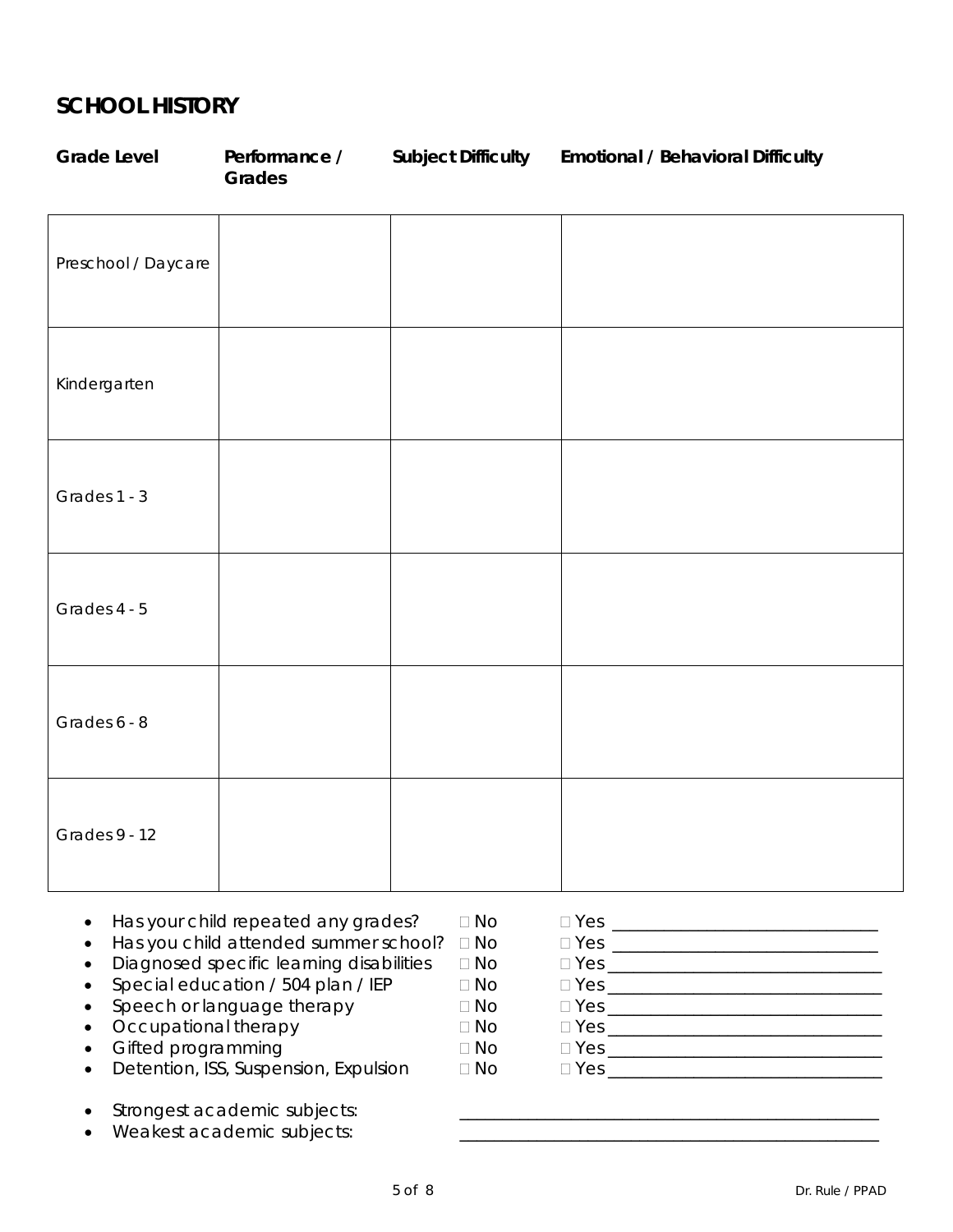## SCHOOL HISTORY

| Grade Level | Performance / Grades | Subject Difficulty | Emotional / Behavioral Difficulty |
|---|---|---|---|
| Preschool / Daycare | | | |
| Kindergarten | | | |
| Grades 1 - 3 | | | |
| Grades 4 - 5 | | | |
| Grades 6 - 8 | | | |
| Grades 9 - 12 | | | |

- Has your child repeated any grades? ☐ No ☐ Yes ____________________________
- Has you child attended summer school? ☐ No ☐ Yes ____________________________
- Diagnosed specific learning disabilities ☐ No ☐ Yes ____________________________
- Special education / 504 plan / IEP ☐ No ☐ Yes ____________________________
- Speech or language therapy ☐ No ☐ Yes ____________________________
- Occupational therapy ☐ No ☐ Yes ____________________________
- Gifted programming ☐ No ☐ Yes ____________________________
- Detention, ISS, Suspension, Expulsion ☐ No ☐ Yes ____________________________

- Strongest academic subjects: ____________________________________________
- Weakest academic subjects: ____________________________________________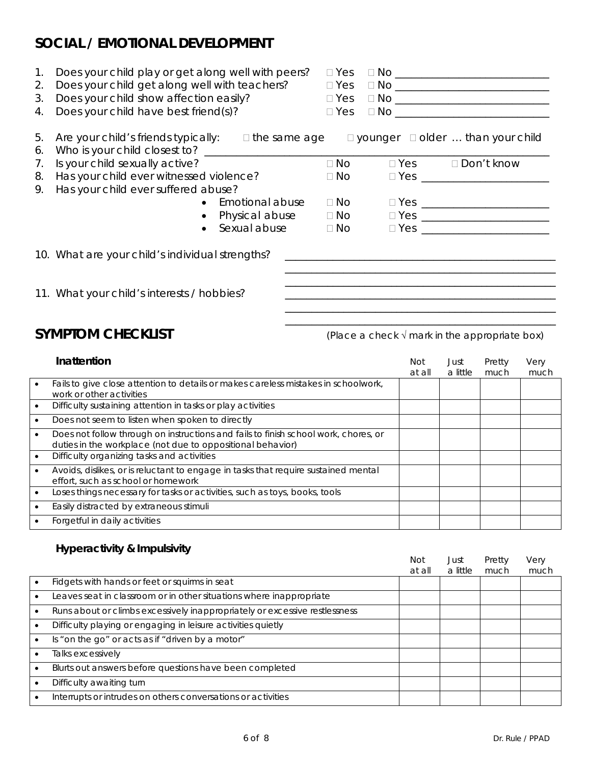## SOCIAL / EMOTIONAL DEVELOPMENT

1. Does your child play or get along well with peers? □ Yes □ No ____________________
2. Does your child get along well with teachers? □ Yes □ No ____________________
3. Does your child show affection easily? □ Yes □ No ____________________
4. Does your child have best friend(s)? □ Yes □ No ____________________
5. Are your child's friends typically: □ the same age □ younger □ older … than your child
6. Who is your child closest to? ____________________
7. Is your child sexually active? □ No □ Yes □ Don't know
8. Has your child ever witnessed violence? □ No □ Yes ____________________
9. Has your child ever suffered abuse?
   - Emotional abuse □ No □ Yes ____________________
   - Physical abuse □ No □ Yes ____________________
   - Sexual abuse □ No □ Yes ____________________

10. What are your child's individual strengths? ____________________

11. What your child's interests / hobbies? ____________________

## SYMPTOM CHECKLIST

(Place a check √ mark in the appropriate box)

| **Inattention** | Not at all | Just a little | Pretty much | Very much |
|---|---|---|---|---|
| • Fails to give close attention to details or makes careless mistakes in schoolwork, work or other activities | | | | |
| • Difficulty sustaining attention in tasks or play activities | | | | |
| • Does not seem to listen when spoken to directly | | | | |
| • Does not follow through on instructions and fails to finish school work, chores, or duties in the workplace (not due to oppositional behavior) | | | | |
| • Difficulty organizing tasks and activities | | | | |
| • Avoids, dislikes, or is reluctant to engage in tasks that require sustained mental effort, such as school or homework | | | | |
| • Loses things necessary for tasks or activities, such as toys, books, tools | | | | |
| • Easily distracted by extraneous stimuli | | | | |
| • Forgetful in daily activities | | | | |

| **Hyperactivity & Impulsivity** | Not at all | Just a little | Pretty much | Very much |
|---|---|---|---|---|
| • Fidgets with hands or feet or squirms in seat | | | | |
| • Leaves seat in classroom or in other situations where inappropriate | | | | |
| • Runs about or climbs excessively inappropriately or excessive restlessness | | | | |
| • Difficulty playing or engaging in leisure activities quietly | | | | |
| • Is "on the go" or acts as if "driven by a motor" | | | | |
| • Talks excessively | | | | |
| • Blurts out answers before questions have been completed | | | | |
| • Difficulty awaiting turn | | | | |
| • Interrupts or intrudes on others conversations or activities | | | | |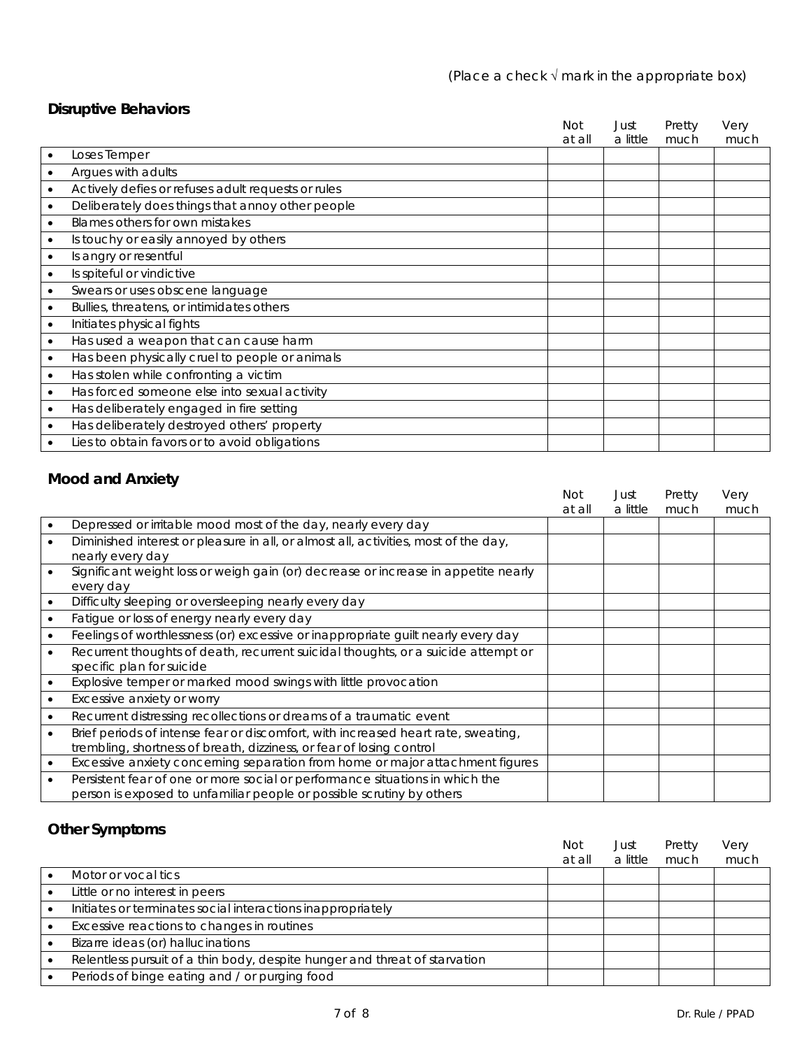(Place a check √ mark in the appropriate box)

### Disruptive Behaviors

| | Not at all | Just a little | Pretty much | Very much |
|---|---|---|---|---|
| • Loses Temper | | | | |
| • Argues with adults | | | | |
| • Actively defies or refuses adult requests or rules | | | | |
| • Deliberately does things that annoy other people | | | | |
| • Blames others for own mistakes | | | | |
| • Is touchy or easily annoyed by others | | | | |
| • Is angry or resentful | | | | |
| • Is spiteful or vindictive | | | | |
| • Swears or uses obscene language | | | | |
| • Bullies, threatens, or intimidates others | | | | |
| • Initiates physical fights | | | | |
| • Has used a weapon that can cause harm | | | | |
| • Has been physically cruel to people or animals | | | | |
| • Has stolen while confronting a victim | | | | |
| • Has forced someone else into sexual activity | | | | |
| • Has deliberately engaged in fire setting | | | | |
| • Has deliberately destroyed others' property | | | | |
| • Lies to obtain favors or to avoid obligations | | | | |

### Mood and Anxiety

| | Not at all | Just a little | Pretty much | Very much |
|---|---|---|---|---|
| • Depressed or irritable mood most of the day, nearly every day | | | | |
| • Diminished interest or pleasure in all, or almost all, activities, most of the day, nearly every day | | | | |
| • Significant weight loss or weigh gain (or) decrease or increase in appetite nearly every day | | | | |
| • Difficulty sleeping or oversleeping nearly every day | | | | |
| • Fatigue or loss of energy nearly every day | | | | |
| • Feelings of worthlessness (or) excessive or inappropriate guilt nearly every day | | | | |
| • Recurrent thoughts of death, recurrent suicidal thoughts, or a suicide attempt or specific plan for suicide | | | | |
| • Explosive temper or marked mood swings with little provocation | | | | |
| • Excessive anxiety or worry | | | | |
| • Recurrent distressing recollections or dreams of a traumatic event | | | | |
| • Brief periods of intense fear or discomfort, with increased heart rate, sweating, trembling, shortness of breath, dizziness, or fear of losing control | | | | |
| • Excessive anxiety concerning separation from home or major attachment figures | | | | |
| • Persistent fear of one or more social or performance situations in which the person is exposed to unfamiliar people or possible scrutiny by others | | | | |

### Other Symptoms

| | Not at all | Just a little | Pretty much | Very much |
|---|---|---|---|---|
| • Motor or vocal tics | | | | |
| • Little or no interest in peers | | | | |
| • Initiates or terminates social interactions inappropriately | | | | |
| • Excessive reactions to changes in routines | | | | |
| • Bizarre ideas (or) hallucinations | | | | |
| • Relentless pursuit of a thin body, despite hunger and threat of starvation | | | | |
| • Periods of binge eating and / or purging food | | | | |